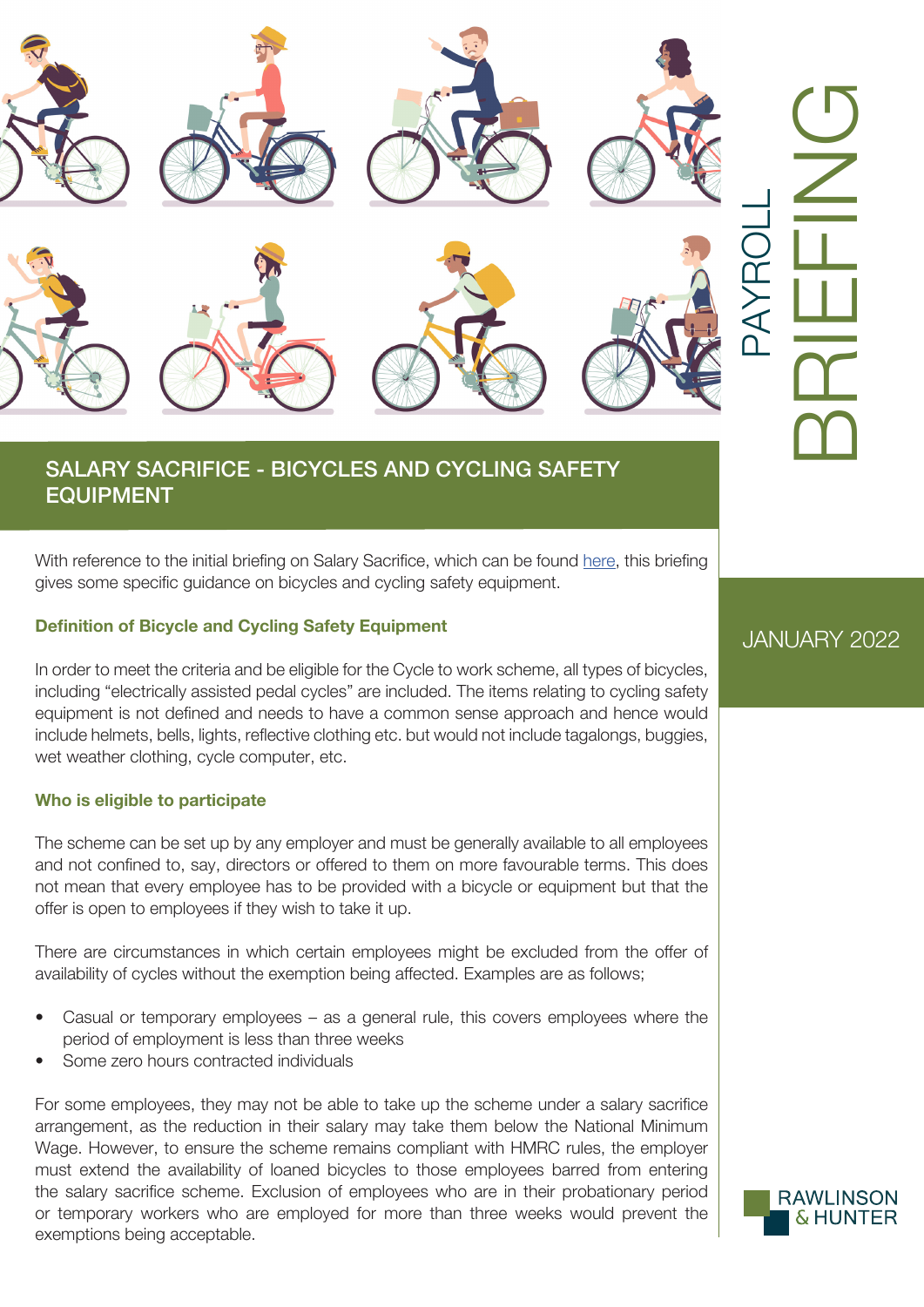PAYROLL BRIEFING

JANUARY 2022

## SALARY SACRIFICE - BICYCLES AND CYCLING SAFETY EQUIPMENT

With reference to the initial briefing on Salary Sacrifice, which can be found here, this briefing gives some specific guidance on bicycles and cycling safety equipment.

### Definition of Bicycle and Cycling Safety Equipment

In order to meet the criteria and be eligible for the Cycle to work scheme, all types of bicycles, including "electrically assisted pedal cycles" are included. The items relating to cycling safety equipment is not defined and needs to have a common sense approach and hence would include helmets, bells, lights, reflective clothing etc. but would not include tagalongs, buggies, wet weather clothing, cycle computer, etc.

### Who is eligible to participate

The scheme can be set up by any employer and must be generally available to all employees and not confined to, say, directors or offered to them on more favourable terms. This does not mean that every employee has to be provided with a bicycle or equipment but that the offer is open to employees if they wish to take it up.

There are circumstances in which certain employees might be excluded from the offer of availability of cycles without the exemption being affected. Examples are as follows;

- Casual or temporary employees – as a general rule, this covers employees where the period of employment is less than three weeks
- Some zero hours contracted individuals

For some employees, they may not be able to take up the scheme under a salary sacrifice arrangement, as the reduction in their salary may take them below the National Minimum Wage. However, to ensure the scheme remains compliant with HMRC rules, the employer must extend the availability of loaned bicycles to those employees barred from entering the salary sacrifice scheme. Exclusion of employees who are in their probationary period or temporary workers who are employed for more than three weeks would prevent the exemptions being acceptable.

RAWLINSON & HUNTER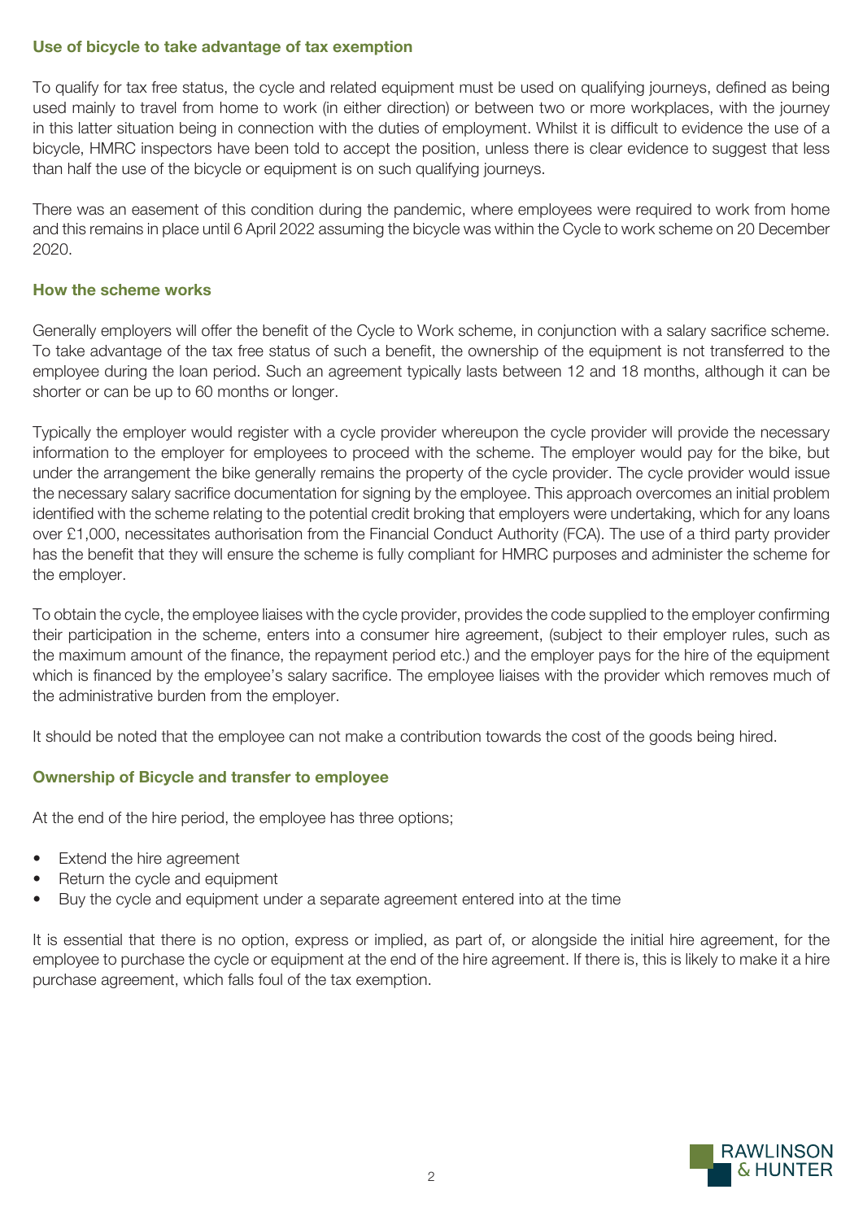### Use of bicycle to take advantage of tax exemption

To qualify for tax free status, the cycle and related equipment must be used on qualifying journeys, defined as being used mainly to travel from home to work (in either direction) or between two or more workplaces, with the journey in this latter situation being in connection with the duties of employment. Whilst it is difficult to evidence the use of a bicycle, HMRC inspectors have been told to accept the position, unless there is clear evidence to suggest that less than half the use of the bicycle or equipment is on such qualifying journeys.

There was an easement of this condition during the pandemic, where employees were required to work from home and this remains in place until 6 April 2022 assuming the bicycle was within the Cycle to work scheme on 20 December 2020.

### How the scheme works

Generally employers will offer the benefit of the Cycle to Work scheme, in conjunction with a salary sacrifice scheme. To take advantage of the tax free status of such a benefit, the ownership of the equipment is not transferred to the employee during the loan period. Such an agreement typically lasts between 12 and 18 months, although it can be shorter or can be up to 60 months or longer.

Typically the employer would register with a cycle provider whereupon the cycle provider will provide the necessary information to the employer for employees to proceed with the scheme. The employer would pay for the bike, but under the arrangement the bike generally remains the property of the cycle provider. The cycle provider would issue the necessary salary sacrifice documentation for signing by the employee. This approach overcomes an initial problem identified with the scheme relating to the potential credit broking that employers were undertaking, which for any loans over £1,000, necessitates authorisation from the Financial Conduct Authority (FCA). The use of a third party provider has the benefit that they will ensure the scheme is fully compliant for HMRC purposes and administer the scheme for the employer.

To obtain the cycle, the employee liaises with the cycle provider, provides the code supplied to the employer confirming their participation in the scheme, enters into a consumer hire agreement, (subject to their employer rules, such as the maximum amount of the finance, the repayment period etc.) and the employer pays for the hire of the equipment which is financed by the employee's salary sacrifice. The employee liaises with the provider which removes much of the administrative burden from the employer.

It should be noted that the employee can not make a contribution towards the cost of the goods being hired.

### Ownership of Bicycle and transfer to employee

At the end of the hire period, the employee has three options;

- Extend the hire agreement
- Return the cycle and equipment
- Buy the cycle and equipment under a separate agreement entered into at the time

It is essential that there is no option, express or implied, as part of, or alongside the initial hire agreement, for the employee to purchase the cycle or equipment at the end of the hire agreement. If there is, this is likely to make it a hire purchase agreement, which falls foul of the tax exemption.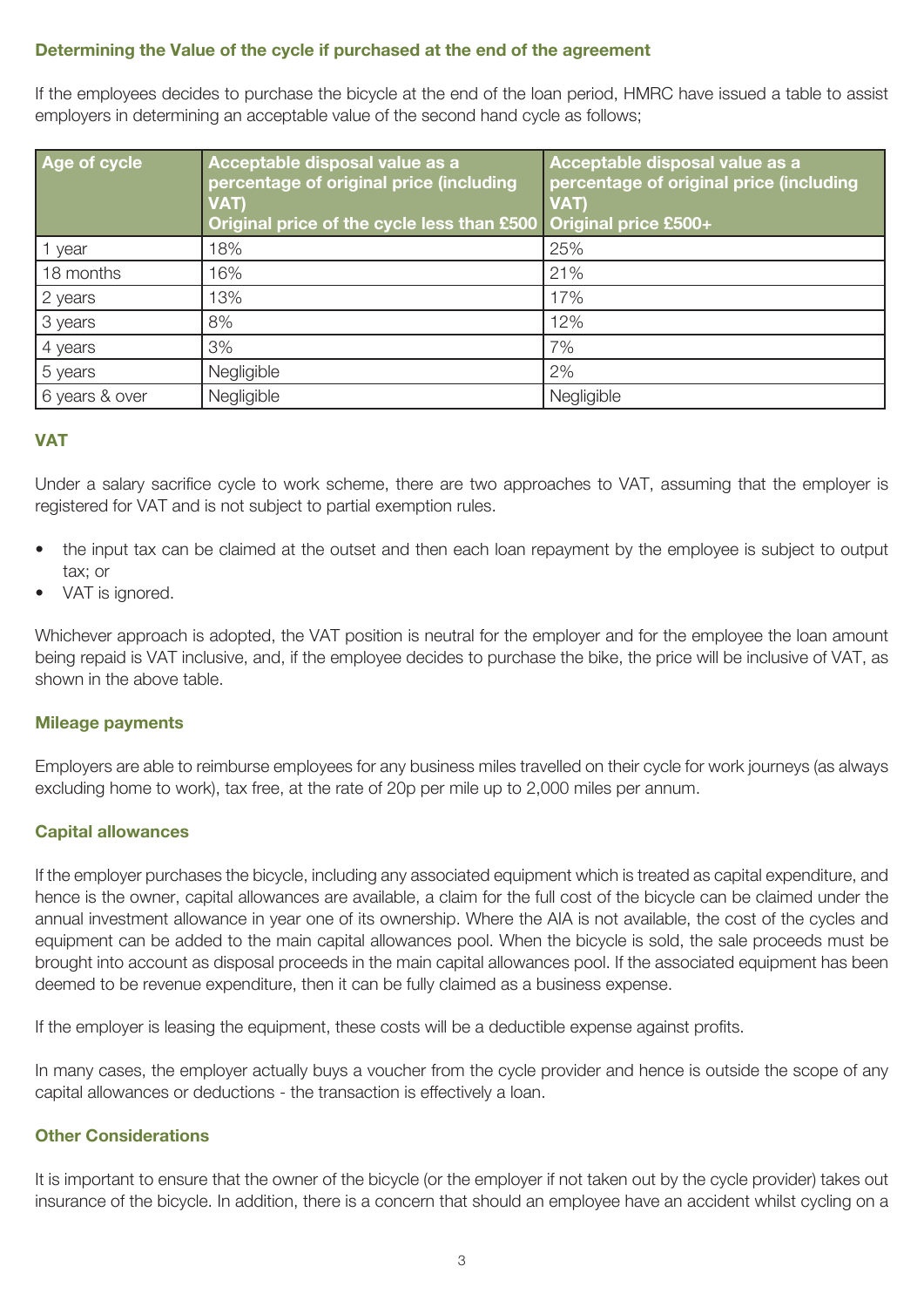### Determining the Value of the cycle if purchased at the end of the agreement

If the employees decides to purchase the bicycle at the end of the loan period, HMRC have issued a table to assist employers in determining an acceptable value of the second hand cycle as follows;

| Age of cycle | Acceptable disposal value as a percentage of original price (including VAT) Original price of the cycle less than £500 | Acceptable disposal value as a percentage of original price (including VAT) Original price £500+ |
|---|---|---|
| 1 year | 18% | 25% |
| 18 months | 16% | 21% |
| 2 years | 13% | 17% |
| 3 years | 8% | 12% |
| 4 years | 3% | 7% |
| 5 years | Negligible | 2% |
| 6 years & over | Negligible | Negligible |

### VAT

Under a salary sacrifice cycle to work scheme, there are two approaches to VAT, assuming that the employer is registered for VAT and is not subject to partial exemption rules.

- the input tax can be claimed at the outset and then each loan repayment by the employee is subject to output tax; or
- VAT is ignored.

Whichever approach is adopted, the VAT position is neutral for the employer and for the employee the loan amount being repaid is VAT inclusive, and, if the employee decides to purchase the bike, the price will be inclusive of VAT, as shown in the above table.

### Mileage payments

Employers are able to reimburse employees for any business miles travelled on their cycle for work journeys (as always excluding home to work), tax free, at the rate of 20p per mile up to 2,000 miles per annum.

### Capital allowances

If the employer purchases the bicycle, including any associated equipment which is treated as capital expenditure, and hence is the owner, capital allowances are available, a claim for the full cost of the bicycle can be claimed under the annual investment allowance in year one of its ownership. Where the AIA is not available, the cost of the cycles and equipment can be added to the main capital allowances pool. When the bicycle is sold, the sale proceeds must be brought into account as disposal proceeds in the main capital allowances pool. If the associated equipment has been deemed to be revenue expenditure, then it can be fully claimed as a business expense.

If the employer is leasing the equipment, these costs will be a deductible expense against profits.

In many cases, the employer actually buys a voucher from the cycle provider and hence is outside the scope of any capital allowances or deductions - the transaction is effectively a loan.

### Other Considerations

It is important to ensure that the owner of the bicycle (or the employer if not taken out by the cycle provider) takes out insurance of the bicycle. In addition, there is a concern that should an employee have an accident whilst cycling on a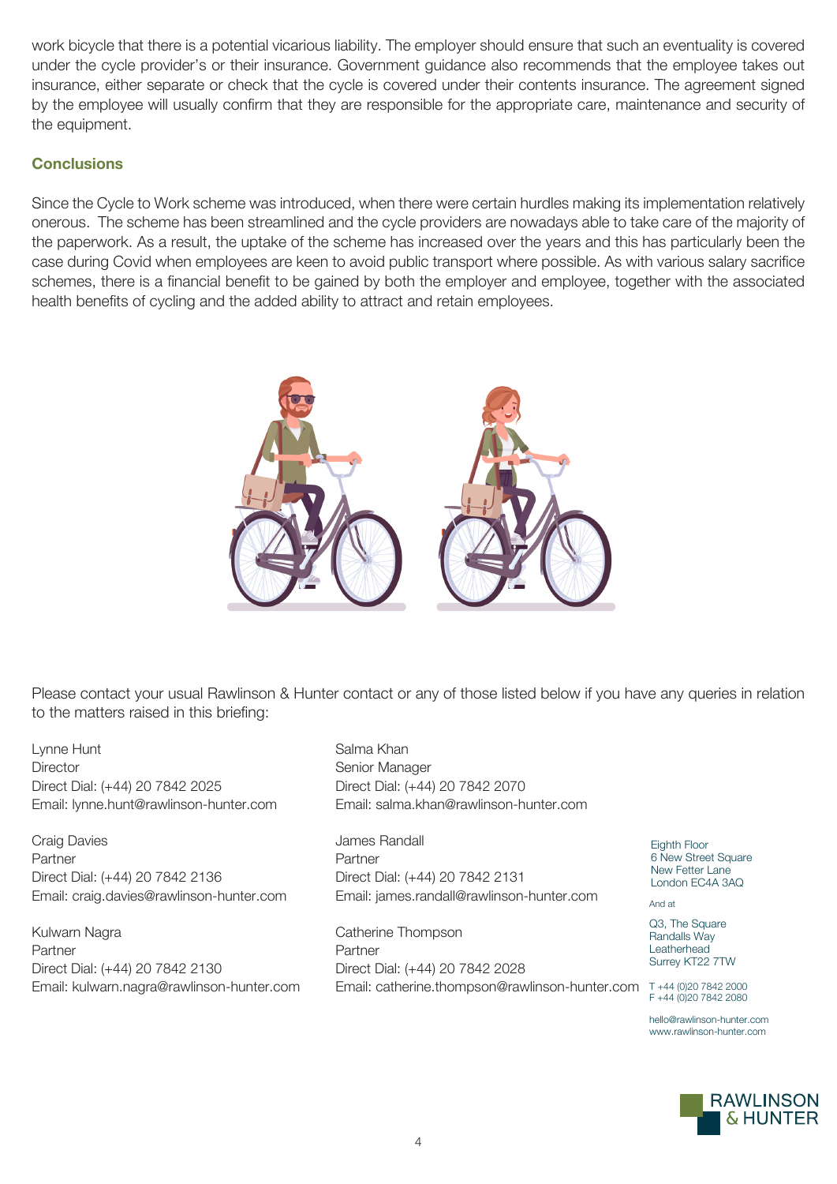work bicycle that there is a potential vicarious liability. The employer should ensure that such an eventuality is covered under the cycle provider's or their insurance. Government guidance also recommends that the employee takes out insurance, either separate or check that the cycle is covered under their contents insurance. The agreement signed by the employee will usually confirm that they are responsible for the appropriate care, maintenance and security of the equipment.

## Conclusions

Since the Cycle to Work scheme was introduced, when there were certain hurdles making its implementation relatively onerous. The scheme has been streamlined and the cycle providers are nowadays able to take care of the majority of the paperwork. As a result, the uptake of the scheme has increased over the years and this has particularly been the case during Covid when employees are keen to avoid public transport where possible. As with various salary sacrifice schemes, there is a financial benefit to be gained by both the employer and employee, together with the associated health benefits of cycling and the added ability to attract and retain employees.

Please contact your usual Rawlinson & Hunter contact or any of those listed below if you have any queries in relation to the matters raised in this briefing:

Lynne Hunt
Director
Direct Dial: (+44) 20 7842 2025
Email: lynne.hunt@rawlinson-hunter.com

Craig Davies
Partner
Direct Dial: (+44) 20 7842 2136
Email: craig.davies@rawlinson-hunter.com

Kulwarn Nagra
Partner
Direct Dial: (+44) 20 7842 2130
Email: kulwarn.nagra@rawlinson-hunter.com

Salma Khan
Senior Manager
Direct Dial: (+44) 20 7842 2070
Email: salma.khan@rawlinson-hunter.com

James Randall
Partner
Direct Dial: (+44) 20 7842 2131
Email: james.randall@rawlinson-hunter.com

Catherine Thompson
Partner
Direct Dial: (+44) 20 7842 2028
Email: catherine.thompson@rawlinson-hunter.com

Eighth Floor
6 New Street Square
New Fetter Lane
London EC4A 3AQ

And at

Q3, The Square
Randalls Way
Leatherhead
Surrey KT22 7TW

T +44 (0)20 7842 2000
F +44 (0)20 7842 2080

hello@rawlinson-hunter.com
www.rawlinson-hunter.com

RAWLINSON & HUNTER